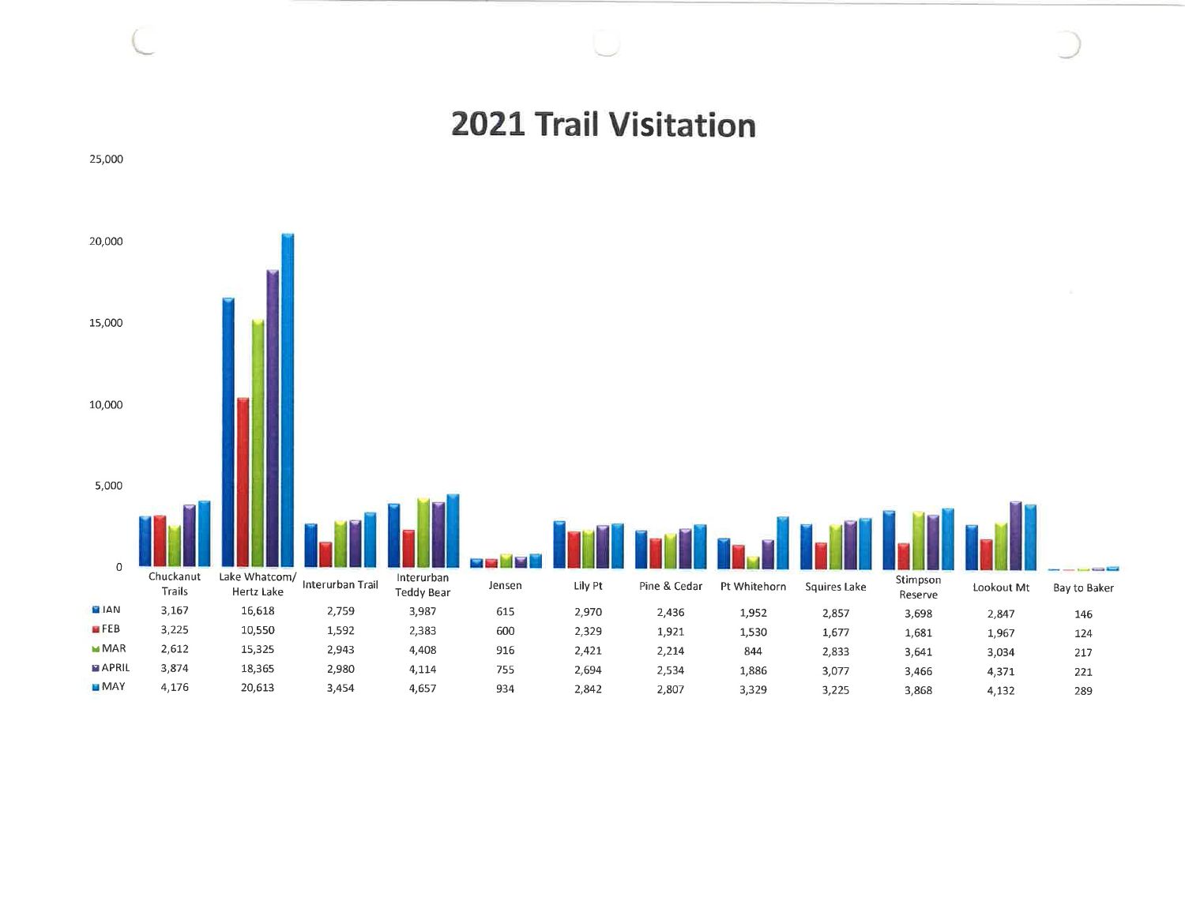# 2021 Trail Visitation

| | Chuckanut Trails | Lake Whatcom/ Hertz Lake | Interurban Trail | Interurban Teddy Bear | Jensen | Lily Pt | Pine & Cedar | Pt Whitehorn | Squires Lake | Stimpson Reserve | Lookout Mt | Bay to Baker |
|---|---|---|---|---|---|---|---|---|---|---|---|---|
| JAN | 3,167 | 16,618 | 2,759 | 3,987 | 615 | 2,970 | 2,436 | 1,952 | 2,857 | 3,698 | 2,847 | 146 |
| FEB | 3,225 | 10,550 | 1,592 | 2,383 | 600 | 2,329 | 1,921 | 1,530 | 1,677 | 1,681 | 1,967 | 124 |
| MAR | 2,612 | 15,325 | 2,943 | 4,408 | 916 | 2,421 | 2,214 | 844 | 2,833 | 3,641 | 3,034 | 217 |
| APRIL | 3,874 | 18,365 | 2,980 | 4,114 | 755 | 2,694 | 2,534 | 1,886 | 3,077 | 3,466 | 4,371 | 221 |
| MAY | 4,176 | 20,613 | 3,454 | 4,657 | 934 | 2,842 | 2,807 | 3,329 | 3,225 | 3,868 | 4,132 | 289 |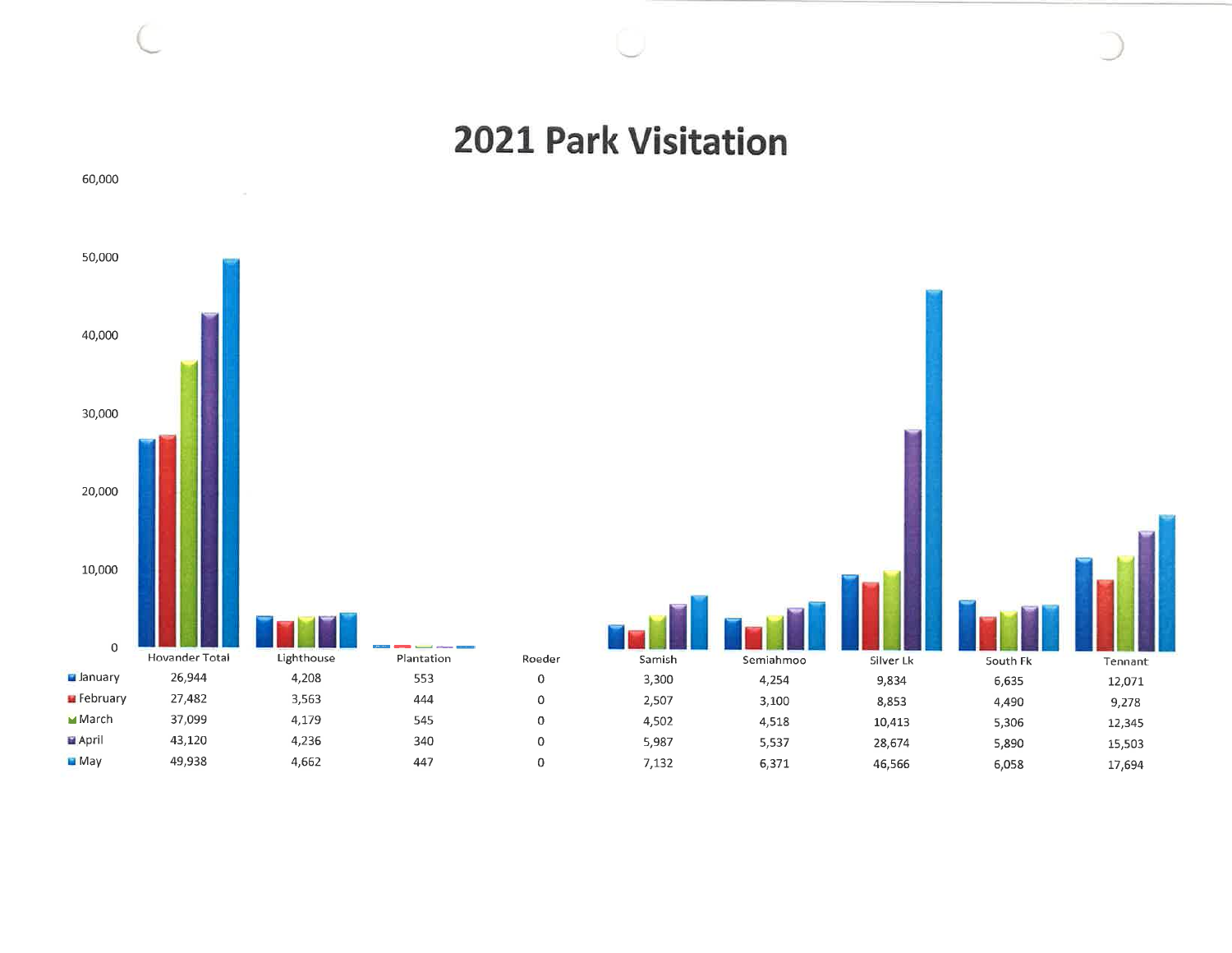# 2021 Park Visitation

| | Hovander Total | Lighthouse | Plantation | Roeder | Samish | Semiahmoo | Silver Lk | South Fk | Tennant |
|---|---|---|---|---|---|---|---|---|---|
| January | 26,944 | 4,208 | 553 | 0 | 3,300 | 4,254 | 9,834 | 6,635 | 12,071 |
| February | 27,482 | 3,563 | 444 | 0 | 2,507 | 3,100 | 8,853 | 4,490 | 9,278 |
| March | 37,099 | 4,179 | 545 | 0 | 4,502 | 4,518 | 10,413 | 5,306 | 12,345 |
| April | 43,120 | 4,236 | 340 | 0 | 5,987 | 5,537 | 28,674 | 5,890 | 15,503 |
| May | 49,938 | 4,662 | 447 | 0 | 7,132 | 6,371 | 46,566 | 6,058 | 17,694 |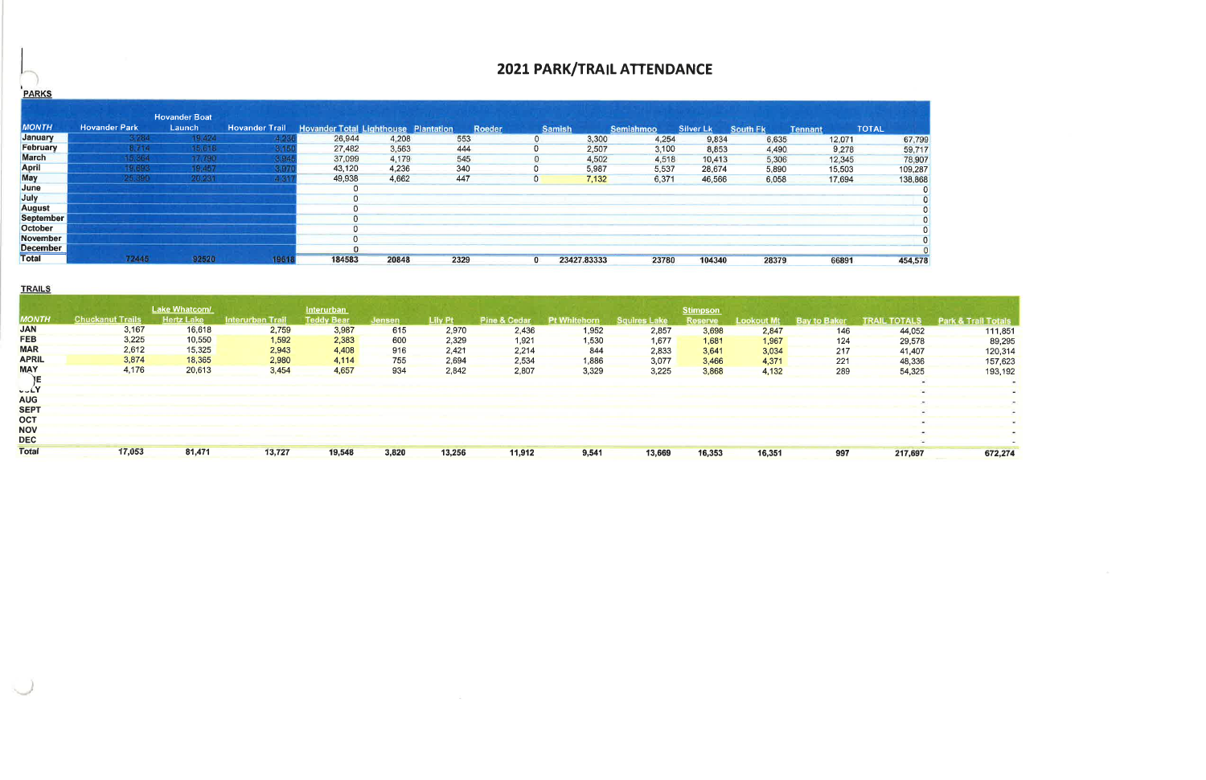## 2021 PARK/TRAIL ATTENDANCE

**PARKS**

| MONTH | Hovander Park | Hovander Boat Launch | Hovander Trail | Hovander Total | Lighthouse | Plantation | Roeder | Samish | Semiahmoo | Silver Lk | South Fk | Tennant | TOTAL |
|---|---|---|---|---|---|---|---|---|---|---|---|---|---|
| January | 3,284 | 19,424 | 4,236 | 26,944 | 4,208 | 553 | 0 | 3,300 | 4,254 | 9,834 | 6,635 | 12,071 | 67,799 |
| February | 8,714 | 15,618 | 3,150 | 27,482 | 3,563 | 444 | 0 | 2,507 | 3,100 | 8,853 | 4,490 | 9,278 | 59,717 |
| March | 15,364 | 17,790 | 3,946 | 37,099 | 4,179 | 545 | 0 | 4,502 | 4,518 | 10,413 | 5,306 | 12,345 | 78,907 |
| April | 19,693 | 19,457 | 3,970 | 43,120 | 4,236 | 340 | 0 | 5,987 | 5,537 | 28,674 | 5,890 | 15,503 | 109,287 |
| May | 25,390 | 20,231 | 4,317 | 49,938 | 4,662 | 447 | 0 | 7,132 | 6,371 | 46,566 | 6,058 | 17,694 | 138,868 |
| June | | | | 0 | | | | | | | | | 0 |
| July | | | | 0 | | | | | | | | | 0 |
| August | | | | 0 | | | | | | | | | 0 |
| September | | | | 0 | | | | | | | | | 0 |
| October | | | | 0 | | | | | | | | | 0 |
| November | | | | 0 | | | | | | | | | 0 |
| December | | | | 0 | | | | | | | | | 0 |
| Total | 72445 | 92520 | 19618 | 184583 | 20848 | 2329 | 0 | 23427.83333 | 23780 | 104340 | 28379 | 66891 | 454,578 |

**TRAILS**

| MONTH | Chuckanut Trails | Lake Whatcom/ Hertz Lake | Interurban Trail | Interurban Teddy Bear | Jensen | Lily Pt | Pine & Cedar | Pt Whitehorn | Squires Lake | Stimpson Reserve | Lookout Mt | Bay to Baker | TRAIL TOTALS | Park & Trail Totals |
|---|---|---|---|---|---|---|---|---|---|---|---|---|---|---|
| JAN | 3,167 | 16,618 | 2,759 | 3,987 | 615 | 2,970 | 2,436 | 1,952 | 2,857 | 3,698 | 2,847 | 146 | 44,052 | 111,851 |
| FEB | 3,225 | 10,550 | 1,592 | 2,383 | 600 | 2,329 | 1,921 | 1,530 | 1,677 | 1,681 | 1,967 | 124 | 29,578 | 89,295 |
| MAR | 2,612 | 15,325 | 2,943 | 4,408 | 916 | 2,421 | 2,214 | 844 | 2,833 | 3,641 | 3,034 | 217 | 41,407 | 120,314 |
| APRIL | 3,874 | 18,365 | 2,980 | 4,114 | 755 | 2,694 | 2,534 | 1,886 | 3,077 | 3,466 | 4,371 | 221 | 48,336 | 157,623 |
| MAY | 4,176 | 20,613 | 3,454 | 4,657 | 934 | 2,842 | 2,807 | 3,329 | 3,225 | 3,868 | 4,132 | 289 | 54,325 | 193,192 |
| JUNE | | | | | | | | | | | | | - | - |
| JULY | | | | | | | | | | | | | - | - |
| AUG | | | | | | | | | | | | | - | - |
| SEPT | | | | | | | | | | | | | - | - |
| OCT | | | | | | | | | | | | | - | - |
| NOV | | | | | | | | | | | | | - | - |
| DEC | | | | | | | | | | | | | - | - |
| Total | 17,053 | 81,471 | 13,727 | 19,548 | 3,820 | 13,256 | 11,912 | 9,541 | 13,669 | 16,353 | 16,351 | 997 | 217,697 | 672,274 |